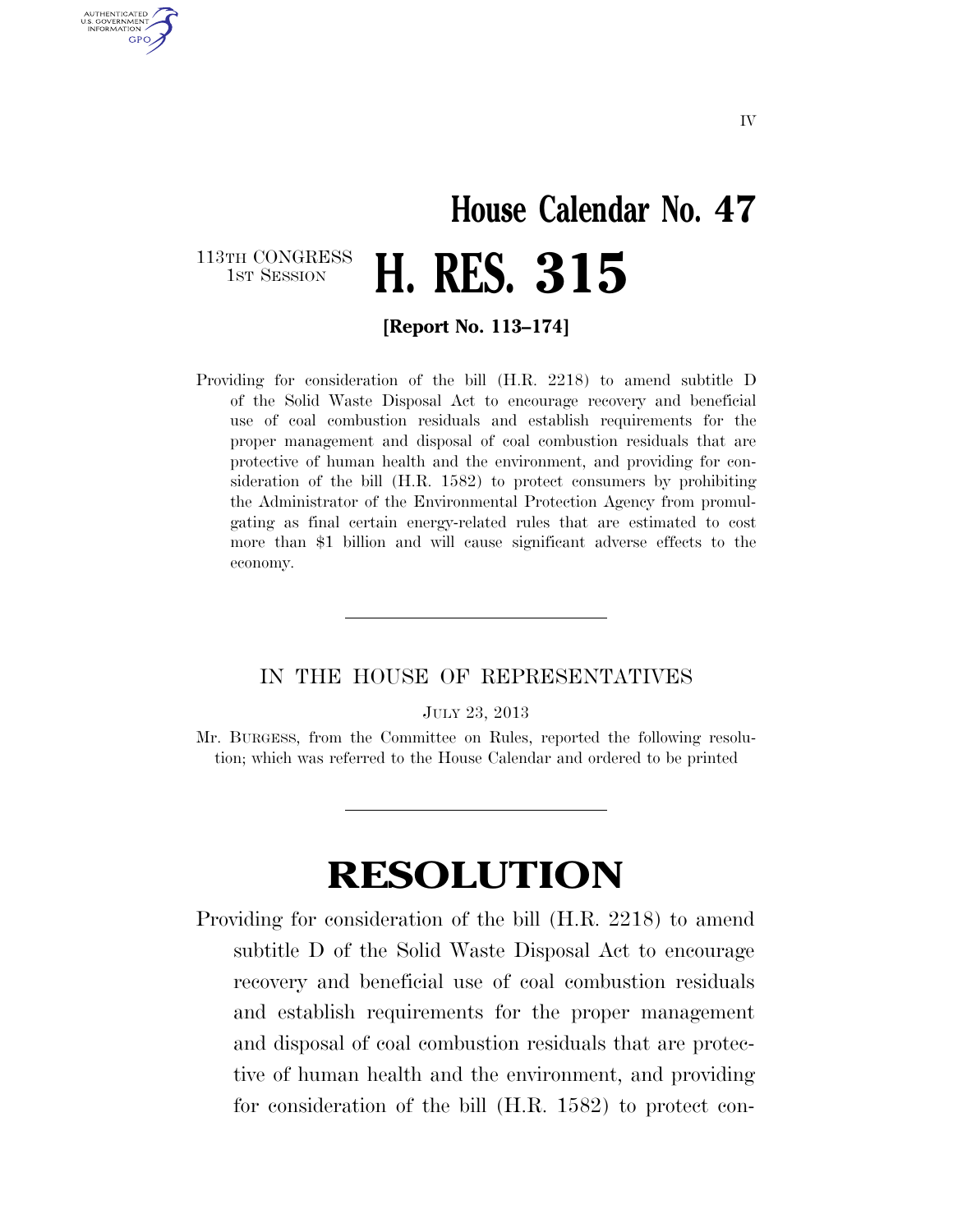IV

# House Calendar No. 47

113TH CONGRESS
1ST SESSION

# H. RES. 315

**[Report No. 113–174]**

Providing for consideration of the bill (H.R. 2218) to amend subtitle D of the Solid Waste Disposal Act to encourage recovery and beneficial use of coal combustion residuals and establish requirements for the proper management and disposal of coal combustion residuals that are protective of human health and the environment, and providing for consideration of the bill (H.R. 1582) to protect consumers by prohibiting the Administrator of the Environmental Protection Agency from promulgating as final certain energy-related rules that are estimated to cost more than $1 billion and will cause significant adverse effects to the economy.

---

IN THE HOUSE OF REPRESENTATIVES

JULY 23, 2013

Mr. BURGESS, from the Committee on Rules, reported the following resolution; which was referred to the House Calendar and ordered to be printed

---

# RESOLUTION

Providing for consideration of the bill (H.R. 2218) to amend subtitle D of the Solid Waste Disposal Act to encourage recovery and beneficial use of coal combustion residuals and establish requirements for the proper management and disposal of coal combustion residuals that are protective of human health and the environment, and providing for consideration of the bill (H.R. 1582) to protect con-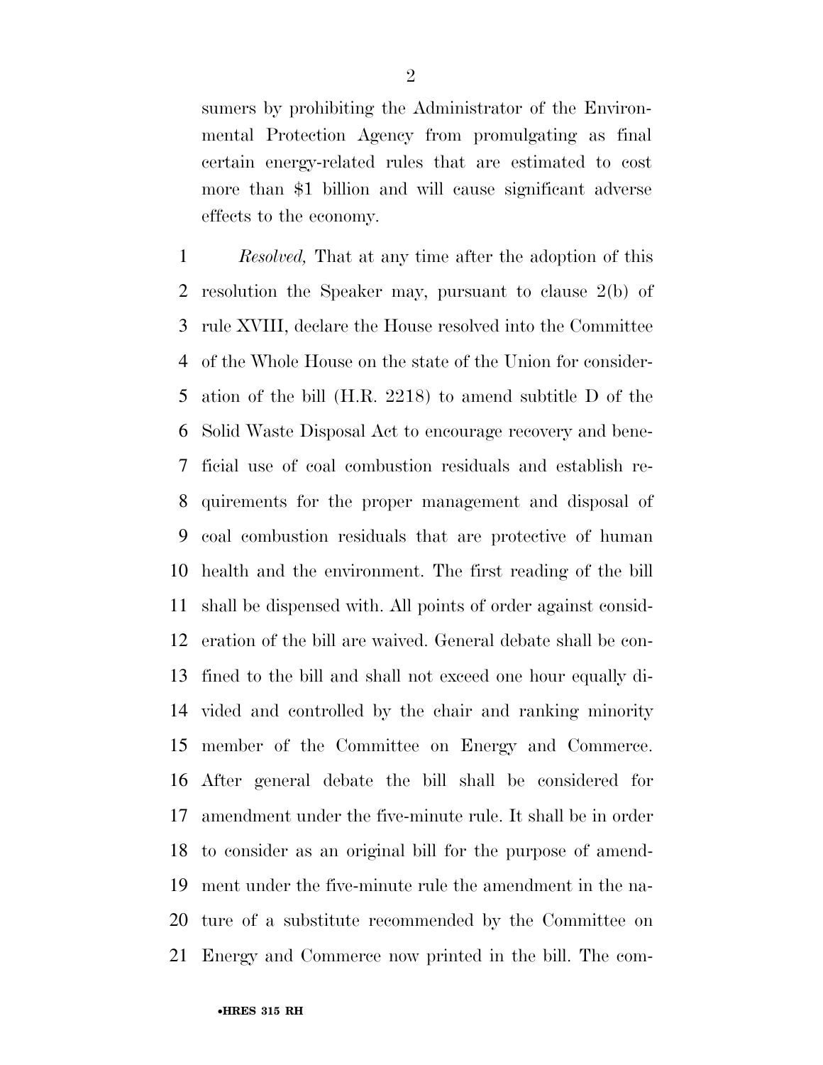sumers by prohibiting the Administrator of the Environmental Protection Agency from promulgating as final certain energy-related rules that are estimated to cost more than $1 billion and will cause significant adverse effects to the economy.

1 *Resolved,* That at any time after the adoption of this
2 resolution the Speaker may, pursuant to clause 2(b) of
3 rule XVIII, declare the House resolved into the Committee
4 of the Whole House on the state of the Union for consider-
5 ation of the bill (H.R. 2218) to amend subtitle D of the
6 Solid Waste Disposal Act to encourage recovery and bene-
7 ficial use of coal combustion residuals and establish re-
8 quirements for the proper management and disposal of
9 coal combustion residuals that are protective of human
10 health and the environment. The first reading of the bill
11 shall be dispensed with. All points of order against consid-
12 eration of the bill are waived. General debate shall be con-
13 fined to the bill and shall not exceed one hour equally di-
14 vided and controlled by the chair and ranking minority
15 member of the Committee on Energy and Commerce.
16 After general debate the bill shall be considered for
17 amendment under the five-minute rule. It shall be in order
18 to consider as an original bill for the purpose of amend-
19 ment under the five-minute rule the amendment in the na-
20 ture of a substitute recommended by the Committee on
21 Energy and Commerce now printed in the bill. The com-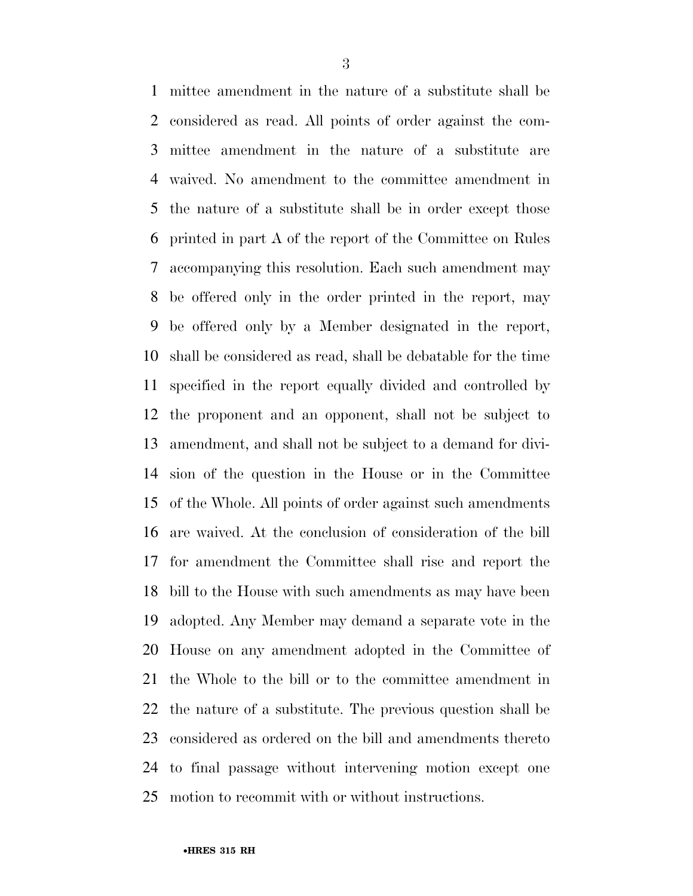mittee amendment in the nature of a substitute shall be considered as read. All points of order against the committee amendment in the nature of a substitute are waived. No amendment to the committee amendment in the nature of a substitute shall be in order except those printed in part A of the report of the Committee on Rules accompanying this resolution. Each such amendment may be offered only in the order printed in the report, may be offered only by a Member designated in the report, shall be considered as read, shall be debatable for the time specified in the report equally divided and controlled by the proponent and an opponent, shall not be subject to amendment, and shall not be subject to a demand for division of the question in the House or in the Committee of the Whole. All points of order against such amendments are waived. At the conclusion of consideration of the bill for amendment the Committee shall rise and report the bill to the House with such amendments as may have been adopted. Any Member may demand a separate vote in the House on any amendment adopted in the Committee of the Whole to the bill or to the committee amendment in the nature of a substitute. The previous question shall be considered as ordered on the bill and amendments thereto to final passage without intervening motion except one motion to recommit with or without instructions.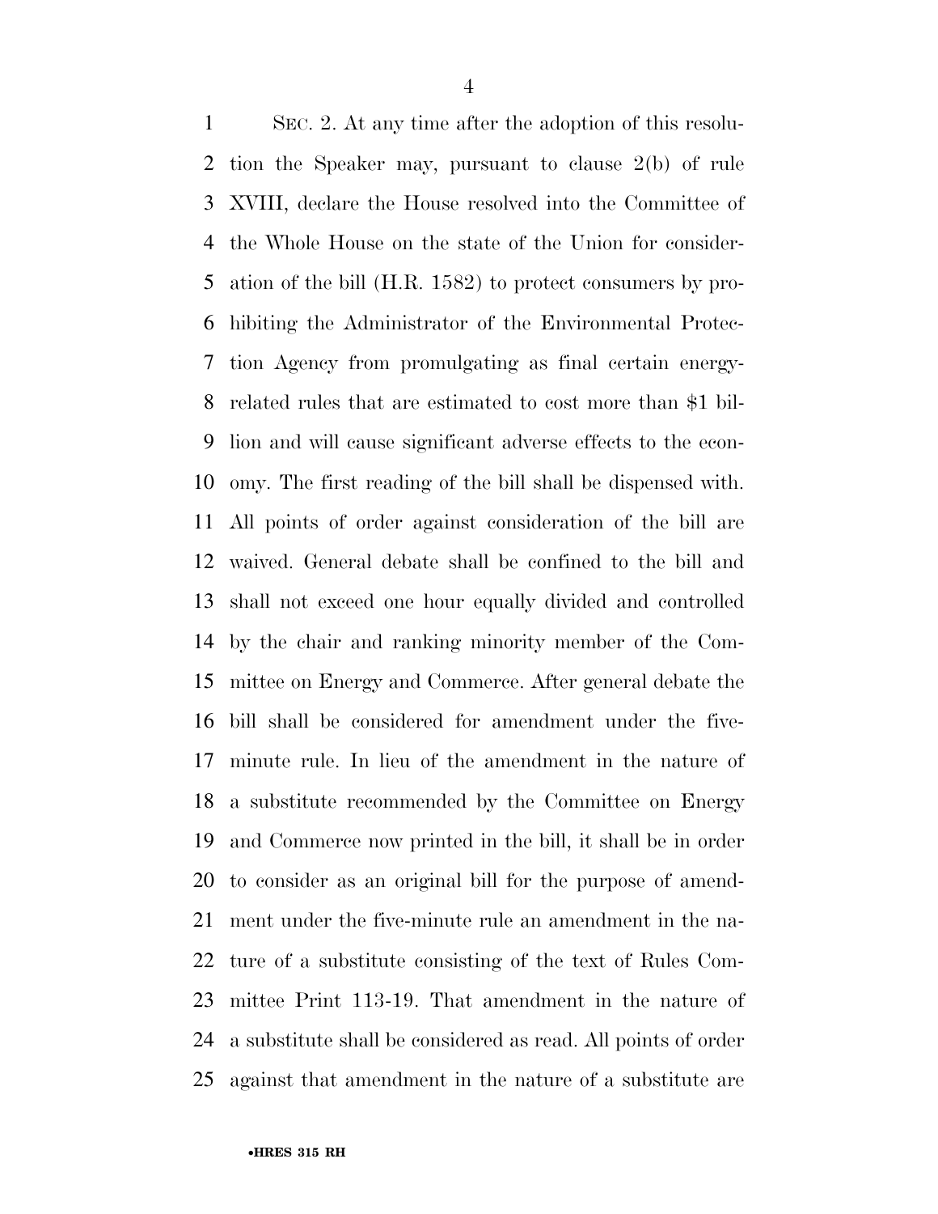SEC. 2. At any time after the adoption of this resolution the Speaker may, pursuant to clause 2(b) of rule XVIII, declare the House resolved into the Committee of the Whole House on the state of the Union for consideration of the bill (H.R. 1582) to protect consumers by prohibiting the Administrator of the Environmental Protection Agency from promulgating as final certain energy-related rules that are estimated to cost more than $1 billion and will cause significant adverse effects to the economy. The first reading of the bill shall be dispensed with. All points of order against consideration of the bill are waived. General debate shall be confined to the bill and shall not exceed one hour equally divided and controlled by the chair and ranking minority member of the Committee on Energy and Commerce. After general debate the bill shall be considered for amendment under the five-minute rule. In lieu of the amendment in the nature of a substitute recommended by the Committee on Energy and Commerce now printed in the bill, it shall be in order to consider as an original bill for the purpose of amendment under the five-minute rule an amendment in the nature of a substitute consisting of the text of Rules Committee Print 113-19. That amendment in the nature of a substitute shall be considered as read. All points of order against that amendment in the nature of a substitute are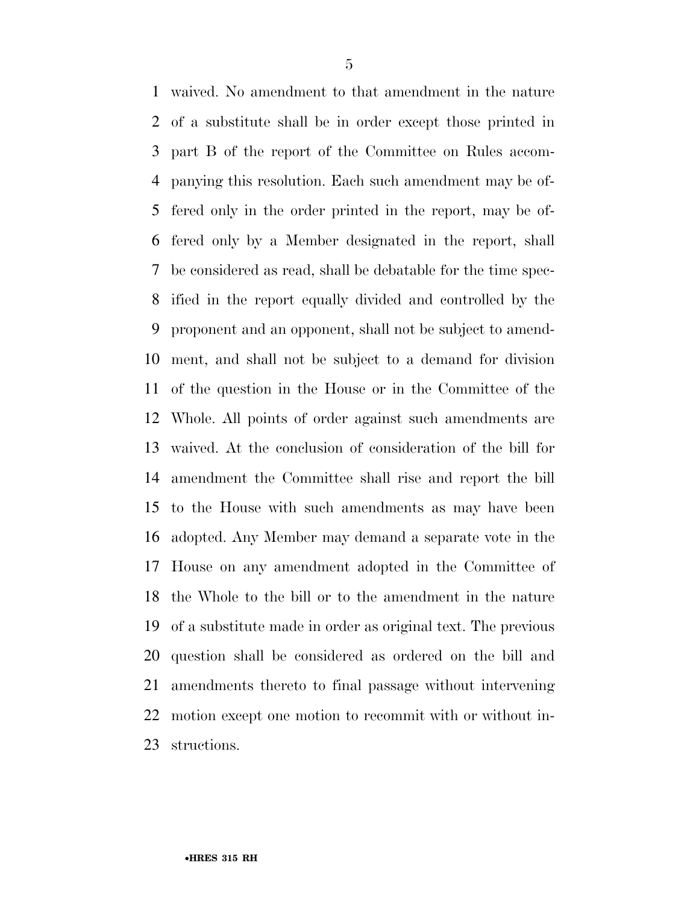waived. No amendment to that amendment in the nature of a substitute shall be in order except those printed in part B of the report of the Committee on Rules accompanying this resolution. Each such amendment may be offered only in the order printed in the report, may be offered only by a Member designated in the report, shall be considered as read, shall be debatable for the time specified in the report equally divided and controlled by the proponent and an opponent, shall not be subject to amendment, and shall not be subject to a demand for division of the question in the House or in the Committee of the Whole. All points of order against such amendments are waived. At the conclusion of consideration of the bill for amendment the Committee shall rise and report the bill to the House with such amendments as may have been adopted. Any Member may demand a separate vote in the House on any amendment adopted in the Committee of the Whole to the bill or to the amendment in the nature of a substitute made in order as original text. The previous question shall be considered as ordered on the bill and amendments thereto to final passage without intervening motion except one motion to recommit with or without instructions.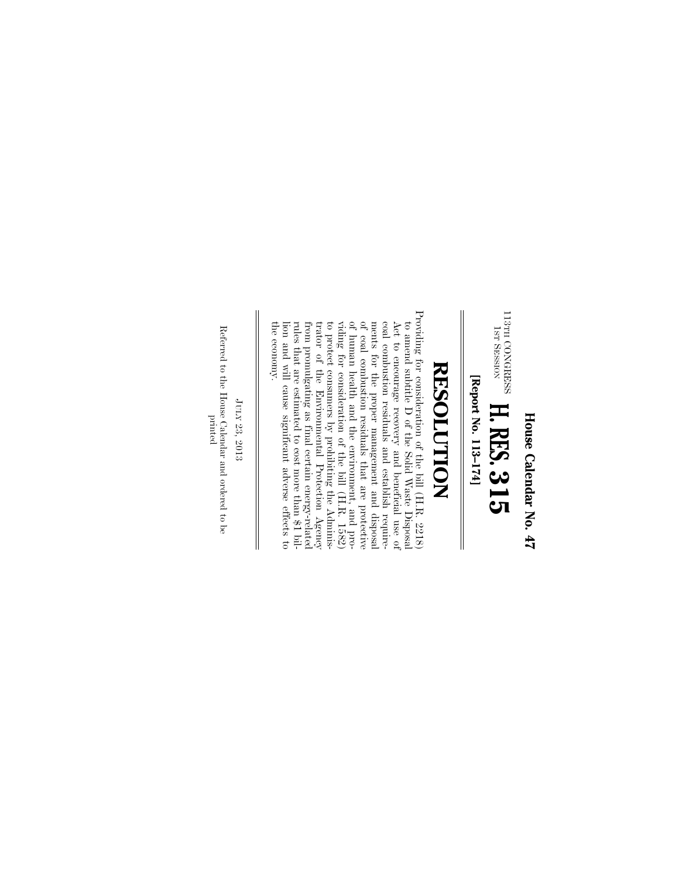**House Calendar No. 47**

113TH CONGRESS
1ST SESSION

# H. RES. 315

**[Report No. 113–174]**

# RESOLUTION

Providing for consideration of the bill (H.R. 2218) to amend subtitle D of the Solid Waste Disposal Act to encourage recovery and beneficial use of coal combustion residuals and establish requirements for the proper management and disposal of coal combustion residuals that are protective of human health and the environment, and providing for consideration of the bill (H.R. 1582) to protect consumers by prohibiting the Administrator of the Environmental Protection Agency from promulgating as final certain energy-related rules that are estimated to cost more than $1 billion and will cause significant adverse effects to the economy.

JULY 23, 2013

Referred to the House Calendar and ordered to be printed